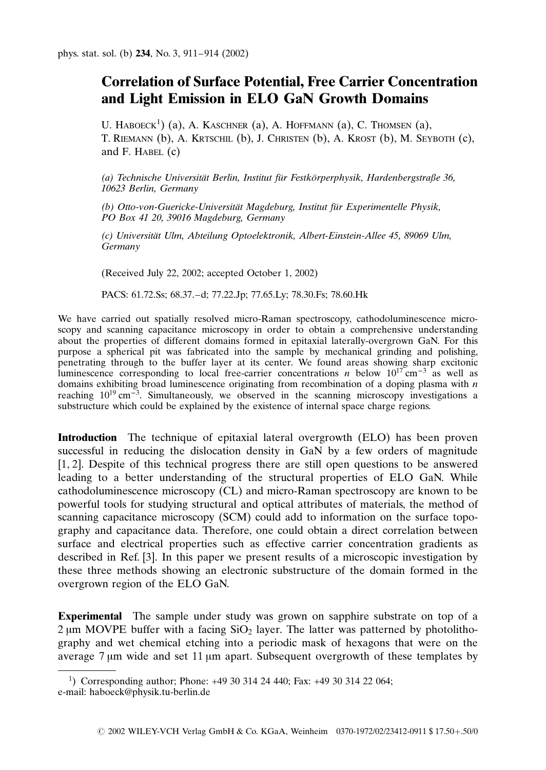# Correlation of Surface Potential, Free Carrier Concentration and Light Emission in ELO GaN Growth Domains

U. Haboeck[1] (a), A. Kaschner (a), A. Hoffmann (a), C. Thomsen (a), T. Riemann (b), A. Krtschil (b), J. Christen (b), A. Krost (b), M. Seyboth (c), and F. Habel (c)

*(a) Technische Universität Berlin, Institut für Festkörperphysik, Hardenbergstraße 36, 10623 Berlin, Germany*

*(b) Otto-von-Guericke-Universität Magdeburg, Institut für Experimentelle Physik, PO Box 41 20, 39016 Magdeburg, Germany*

*(c) Universität Ulm, Abteilung Optoelektronik, Albert-Einstein-Allee 45, 89069 Ulm, Germany*

(Received July 22, 2002; accepted October 1, 2002)

PACS: 61.72.Ss; 68.37.–d; 77.22.Jp; 77.65.Ly; 78.30.Fs; 78.60.Hk

We have carried out spatially resolved micro-Raman spectroscopy, cathodoluminescence microscopy and scanning capacitance microscopy in order to obtain a comprehensive understanding about the properties of different domains formed in epitaxial laterally-overgrown GaN. For this purpose a spherical pit was fabricated into the sample by mechanical grinding and polishing, penetrating through to the buffer layer at its center. We found areas showing sharp excitonic luminescence corresponding to local free-carrier concentrations $n$ below $10^{17}\,\mathrm{cm^{-3}}$ as well as domains exhibiting broad luminescence originating from recombination of a doping plasma with $n$ reaching $10^{19}\,\mathrm{cm^{-3}}$. Simultaneously, we observed in the scanning microscopy investigations a substructure which could be explained by the existence of internal space charge regions.

**Introduction** The technique of epitaxial lateral overgrowth (ELO) has been proven successful in reducing the dislocation density in GaN by a few orders of magnitude [1, 2]. Despite of this technical progress there are still open questions to be answered leading to a better understanding of the structural properties of ELO GaN. While cathodoluminescence microscopy (CL) and micro-Raman spectroscopy are known to be powerful tools for studying structural and optical attributes of materials, the method of scanning capacitance microscopy (SCM) could add to information on the surface topography and capacitance data. Therefore, one could obtain a direct correlation between surface and electrical properties such as effective carrier concentration gradients as described in Ref. [3]. In this paper we present results of a microscopic investigation by these three methods showing an electronic substructure of the domain formed in the overgrown region of the ELO GaN.

**Experimental** The sample under study was grown on sapphire substrate on top of a 2 μm MOVPE buffer with a facing $SiO_2$ layer. The latter was patterned by photolithography and wet chemical etching into a periodic mask of hexagons that were on the average 7 μm wide and set 11 μm apart. Subsequent overgrowth of these templates by

[1]) Corresponding author; Phone: +49 30 314 24 440; Fax: +49 30 314 22 064; e-mail: haboeck@physik.tu-berlin.de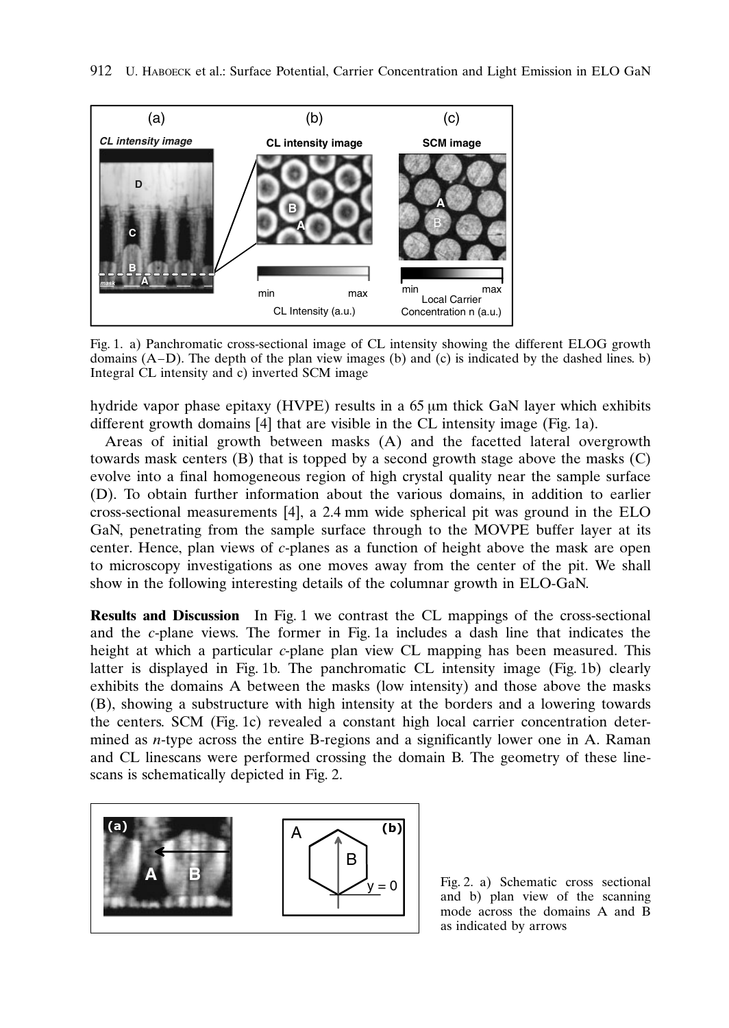Fig. 1. a) Panchromatic cross-sectional image of CL intensity showing the different ELOG growth domains (A–D). The depth of the plan view images (b) and (c) is indicated by the dashed lines. b) Integral CL intensity and c) inverted SCM image

hydride vapor phase epitaxy (HVPE) results in a 65 μm thick GaN layer which exhibits different growth domains [4] that are visible in the CL intensity image (Fig. 1a).

Areas of initial growth between masks (A) and the facetted lateral overgrowth towards mask centers (B) that is topped by a second growth stage above the masks (C) evolve into a final homogeneous region of high crystal quality near the sample surface (D). To obtain further information about the various domains, in addition to earlier cross-sectional measurements [4], a 2.4 mm wide spherical pit was ground in the ELO GaN, penetrating from the sample surface through to the MOVPE buffer layer at its center. Hence, plan views of *c*-planes as a function of height above the mask are open to microscopy investigations as one moves away from the center of the pit. We shall show in the following interesting details of the columnar growth in ELO-GaN.

**Results and Discussion** In Fig. 1 we contrast the CL mappings of the cross-sectional and the *c*-plane views. The former in Fig. 1a includes a dash line that indicates the height at which a particular *c*-plane plan view CL mapping has been measured. This latter is displayed in Fig. 1b. The panchromatic CL intensity image (Fig. 1b) clearly exhibits the domains A between the masks (low intensity) and those above the masks (B), showing a substructure with high intensity at the borders and a lowering towards the centers. SCM (Fig. 1c) revealed a constant high local carrier concentration determined as *n*-type across the entire B-regions and a significantly lower one in A. Raman and CL linescans were performed crossing the domain B. The geometry of these linescans is schematically depicted in Fig. 2.

Fig. 2. a) Schematic cross sectional and b) plan view of the scanning mode across the domains A and B as indicated by arrows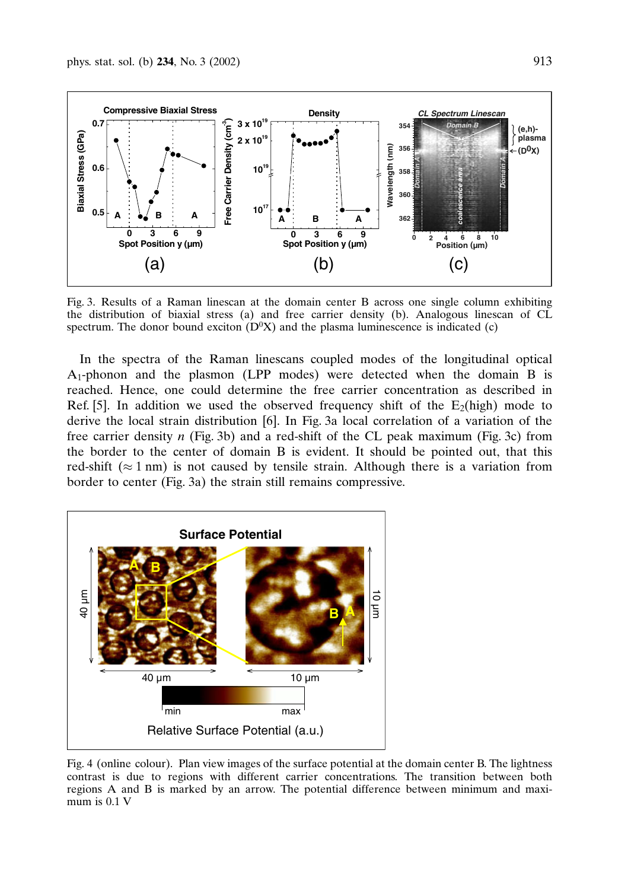Fig. 3. Results of a Raman linescan at the domain center B across one single column exhibiting the distribution of biaxial stress (a) and free carrier density (b). Analogous linescan of CL spectrum. The donor bound exciton ($D^0X$) and the plasma luminescence is indicated (c)

In the spectra of the Raman linescans coupled modes of the longitudinal optical $A_1$-phonon and the plasmon (LPP modes) were detected when the domain B is reached. Hence, one could determine the free carrier concentration as described in Ref. [5]. In addition we used the observed frequency shift of the $E_2$(high) mode to derive the local strain distribution [6]. In Fig. 3a local correlation of a variation of the free carrier density $n$ (Fig. 3b) and a red-shift of the CL peak maximum (Fig. 3c) from the border to the center of domain B is evident. It should be pointed out, that this red-shift ($\approx 1$ nm) is not caused by tensile strain. Although there is a variation from border to center (Fig. 3a) the strain still remains compressive.

Fig. 4 (online colour). Plan view images of the surface potential at the domain center B. The lightness contrast is due to regions with different carrier concentrations. The transition between both regions A and B is marked by an arrow. The potential difference between minimum and maximum is 0.1 V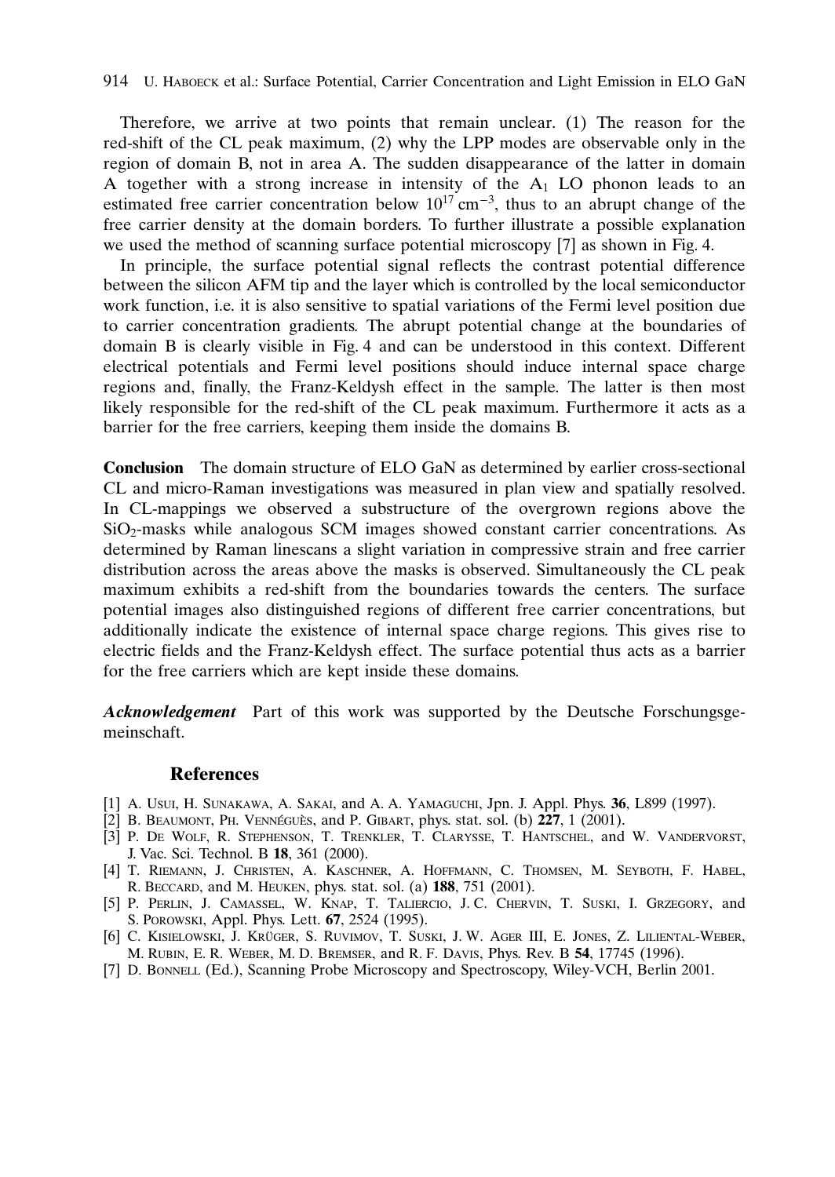Therefore, we arrive at two points that remain unclear. (1) The reason for the red-shift of the CL peak maximum, (2) why the LPP modes are observable only in the region of domain B, not in area A. The sudden disappearance of the latter in domain A together with a strong increase in intensity of the $A_1$ LO phonon leads to an estimated free carrier concentration below $10^{17}$ cm$^{-3}$, thus to an abrupt change of the free carrier density at the domain borders. To further illustrate a possible explanation we used the method of scanning surface potential microscopy [7] as shown in Fig. 4.

In principle, the surface potential signal reflects the contrast potential difference between the silicon AFM tip and the layer which is controlled by the local semiconductor work function, i.e. it is also sensitive to spatial variations of the Fermi level position due to carrier concentration gradients. The abrupt potential change at the boundaries of domain B is clearly visible in Fig. 4 and can be understood in this context. Different electrical potentials and Fermi level positions should induce internal space charge regions and, finally, the Franz-Keldysh effect in the sample. The latter is then most likely responsible for the red-shift of the CL peak maximum. Furthermore it acts as a barrier for the free carriers, keeping them inside the domains B.

**Conclusion** The domain structure of ELO GaN as determined by earlier cross-sectional CL and micro-Raman investigations was measured in plan view and spatially resolved. In CL-mappings we observed a substructure of the overgrown regions above the $SiO_2$-masks while analogous SCM images showed constant carrier concentrations. As determined by Raman linescans a slight variation in compressive strain and free carrier distribution across the areas above the masks is observed. Simultaneously the CL peak maximum exhibits a red-shift from the boundaries towards the centers. The surface potential images also distinguished regions of different free carrier concentrations, but additionally indicate the existence of internal space charge regions. This gives rise to electric fields and the Franz-Keldysh effect. The surface potential thus acts as a barrier for the free carriers which are kept inside these domains.

***Acknowledgement*** Part of this work was supported by the Deutsche Forschungsgemeinschaft.

## References

[1] A. Usui, H. Sunakawa, A. Sakai, and A. A. Yamaguchi, Jpn. J. Appl. Phys. **36**, L899 (1997).

[2] B. Beaumont, Ph. Vennéguès, and P. Gibart, phys. stat. sol. (b) **227**, 1 (2001).

[3] P. De Wolf, R. Stephenson, T. Trenkler, T. Clarysse, T. Hantschel, and W. Vandervorst, J. Vac. Sci. Technol. B **18**, 361 (2000).

[4] T. Riemann, J. Christen, A. Kaschner, A. Hoffmann, C. Thomsen, M. Seyboth, F. Habel, R. Beccard, and M. Heuken, phys. stat. sol. (a) **188**, 751 (2001).

[5] P. Perlin, J. Camassel, W. Knap, T. Taliercio, J. C. Chervin, T. Suski, I. Grzegory, and S. Porowski, Appl. Phys. Lett. **67**, 2524 (1995).

[6] C. Kisielowski, J. Krüger, S. Ruvimov, T. Suski, J. W. Ager III, E. Jones, Z. Liliental-Weber, M. Rubin, E. R. Weber, M. D. Bremser, and R. F. Davis, Phys. Rev. B **54**, 17745 (1996).

[7] D. Bonnell (Ed.), Scanning Probe Microscopy and Spectroscopy, Wiley-VCH, Berlin 2001.